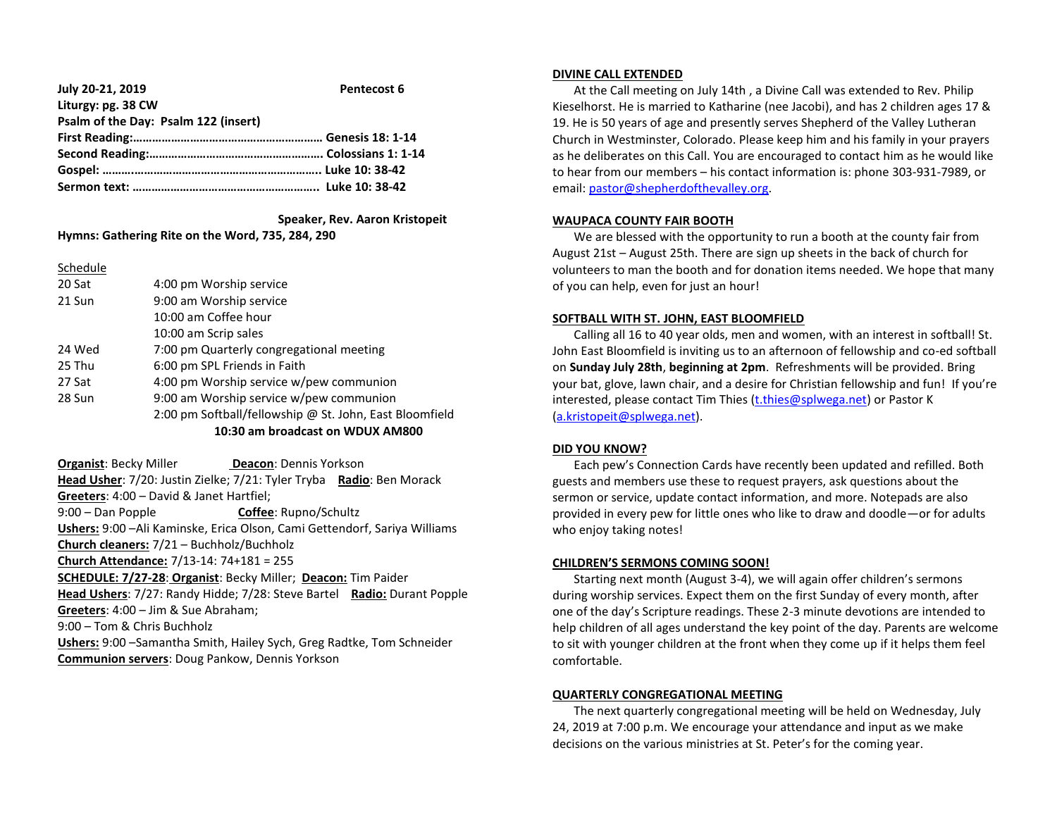**July 20-21, 2019** **Pentecost 6**

**Liturgy: pg. 38 CW**

**Psalm of the Day: Psalm 122 (insert)**

**First Reading:…………………………………………………… Genesis 18: 1-14**

**Second Reading:……………………………………………… Colossians 1: 1-14**

**Gospel: ……..……………………………………………………. Luke 10: 38-42**

**Sermon text: ………………………………………………….. Luke 10: 38-42**

**Speaker, Rev. Aaron Kristopeit**

**Hymns: Gathering Rite on the Word, 735, 284, 290**

Schedule

| | |
|---|---|
| 20 Sat | 4:00 pm Worship service |
| 21 Sun | 9:00 am Worship service |
| | 10:00 am Coffee hour |
| | 10:00 am Scrip sales |
| 24 Wed | 7:00 pm Quarterly congregational meeting |
| 25 Thu | 6:00 pm SPL Friends in Faith |
| 27 Sat | 4:00 pm Worship service w/pew communion |
| 28 Sun | 9:00 am Worship service w/pew communion |
| | 2:00 pm Softball/fellowship @ St. John, East Bloomfield |

**10:30 am broadcast on WDUX AM800**

**Organist**: Becky Miller **Deacon**: Dennis Yorkson

**Head Usher**: 7/20: Justin Zielke; 7/21: Tyler Tryba **Radio**: Ben Morack

**Greeters**: 4:00 – David & Janet Hartfiel;

9:00 – Dan Popple **Coffee**: Rupno/Schultz

**Ushers:** 9:00 –Ali Kaminske, Erica Olson, Cami Gettendorf, Sariya Williams

**Church cleaners:** 7/21 – Buchholz/Buchholz

**Church Attendance:** 7/13-14: 74+181 = 255

**SCHEDULE: 7/27-28**: **Organist**: Becky Miller; **Deacon:** Tim Paider

**Head Ushers**: 7/27: Randy Hidde; 7/28: Steve Bartel **Radio:** Durant Popple

**Greeters**: 4:00 – Jim & Sue Abraham;

9:00 – Tom & Chris Buchholz

**Ushers:** 9:00 –Samantha Smith, Hailey Sych, Greg Radtke, Tom Schneider

**Communion servers**: Doug Pankow, Dennis Yorkson

**DIVINE CALL EXTENDED**

At the Call meeting on July 14th , a Divine Call was extended to Rev. Philip Kieselhorst. He is married to Katharine (nee Jacobi), and has 2 children ages 17 & 19. He is 50 years of age and presently serves Shepherd of the Valley Lutheran Church in Westminster, Colorado. Please keep him and his family in your prayers as he deliberates on this Call. You are encouraged to contact him as he would like to hear from our members – his contact information is: phone 303-931-7989, or email: pastor@shepherdofthevalley.org.

**WAUPACA COUNTY FAIR BOOTH**

We are blessed with the opportunity to run a booth at the county fair from August 21st – August 25th. There are sign up sheets in the back of church for volunteers to man the booth and for donation items needed. We hope that many of you can help, even for just an hour!

**SOFTBALL WITH ST. JOHN, EAST BLOOMFIELD**

Calling all 16 to 40 year olds, men and women, with an interest in softball! St. John East Bloomfield is inviting us to an afternoon of fellowship and co-ed softball on **Sunday July 28th**, **beginning at 2pm**. Refreshments will be provided. Bring your bat, glove, lawn chair, and a desire for Christian fellowship and fun! If you're interested, please contact Tim Thies (t.thies@splwega.net) or Pastor K (a.kristopeit@splwega.net).

**DID YOU KNOW?**

Each pew's Connection Cards have recently been updated and refilled. Both guests and members use these to request prayers, ask questions about the sermon or service, update contact information, and more. Notepads are also provided in every pew for little ones who like to draw and doodle—or for adults who enjoy taking notes!

**CHILDREN'S SERMONS COMING SOON!**

Starting next month (August 3-4), we will again offer children's sermons during worship services. Expect them on the first Sunday of every month, after one of the day's Scripture readings. These 2-3 minute devotions are intended to help children of all ages understand the key point of the day. Parents are welcome to sit with younger children at the front when they come up if it helps them feel comfortable.

**QUARTERLY CONGREGATIONAL MEETING**

The next quarterly congregational meeting will be held on Wednesday, July 24, 2019 at 7:00 p.m. We encourage your attendance and input as we make decisions on the various ministries at St. Peter's for the coming year.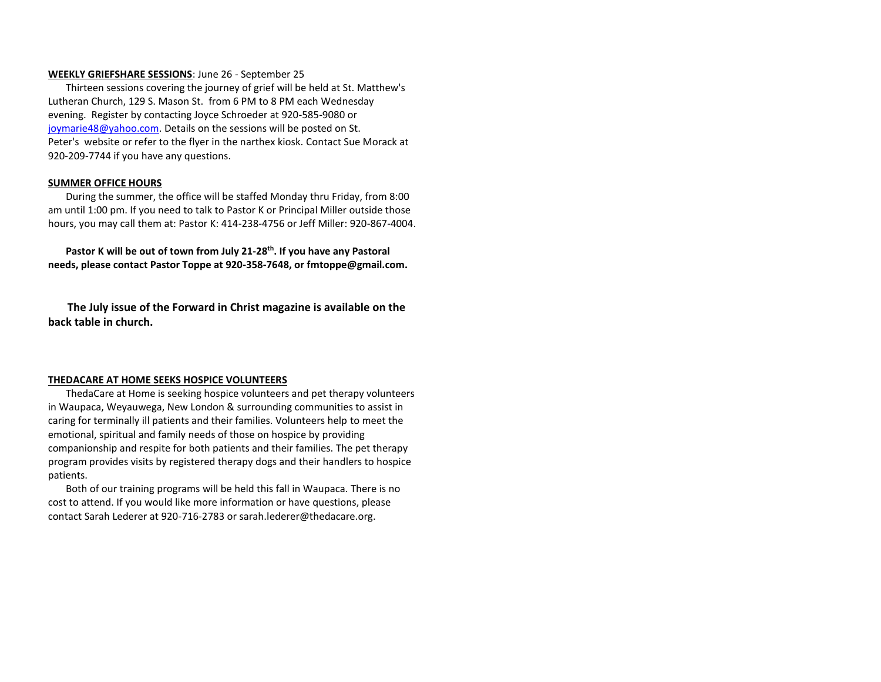**WEEKLY GRIEFSHARE SESSIONS**: June 26 - September 25

Thirteen sessions covering the journey of grief will be held at St. Matthew's Lutheran Church, 129 S. Mason St. from 6 PM to 8 PM each Wednesday evening. Register by contacting Joyce Schroeder at 920-585-9080 or joymarie48@yahoo.com. Details on the sessions will be posted on St. Peter's website or refer to the flyer in the narthex kiosk. Contact Sue Morack at 920-209-7744 if you have any questions.

**SUMMER OFFICE HOURS**

During the summer, the office will be staffed Monday thru Friday, from 8:00 am until 1:00 pm. If you need to talk to Pastor K or Principal Miller outside those hours, you may call them at: Pastor K: 414-238-4756 or Jeff Miller: 920-867-4004.

**Pastor K will be out of town from July 21-28th. If you have any Pastoral needs, please contact Pastor Toppe at 920-358-7648, or fmtoppe@gmail.com.**

**The July issue of the Forward in Christ magazine is available on the back table in church.**

**THEDACARE AT HOME SEEKS HOSPICE VOLUNTEERS**

ThedaCare at Home is seeking hospice volunteers and pet therapy volunteers in Waupaca, Weyauwega, New London & surrounding communities to assist in caring for terminally ill patients and their families. Volunteers help to meet the emotional, spiritual and family needs of those on hospice by providing companionship and respite for both patients and their families. The pet therapy program provides visits by registered therapy dogs and their handlers to hospice patients.

Both of our training programs will be held this fall in Waupaca. There is no cost to attend. If you would like more information or have questions, please contact Sarah Lederer at 920-716-2783 or sarah.lederer@thedacare.org.